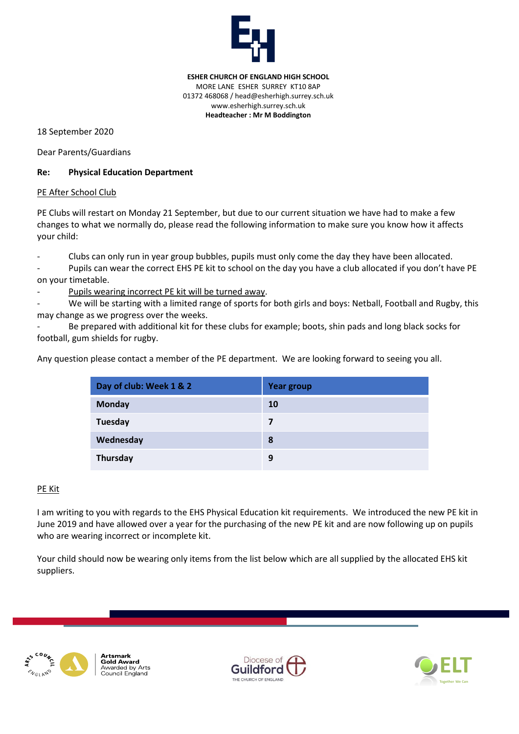**ESHER CHURCH OF ENGLAND HIGH SCHOOL**
MORE LANE ESHER SURREY KT10 8AP
01372 468068 / head@esherhigh.surrey.sch.uk
www.esherhigh.surrey.sch.uk
**Headteacher : Mr M Boddington**

18 September 2020

Dear Parents/Guardians

**Re: Physical Education Department**

PE After School Club

PE Clubs will restart on Monday 21 September, but due to our current situation we have had to make a few changes to what we normally do, please read the following information to make sure you know how it affects your child:

- Clubs can only run in year group bubbles, pupils must only come the day they have been allocated.
- Pupils can wear the correct EHS PE kit to school on the day you have a club allocated if you don't have PE on your timetable.
- Pupils wearing incorrect PE kit will be turned away.
- We will be starting with a limited range of sports for both girls and boys: Netball, Football and Rugby, this may change as we progress over the weeks.
- Be prepared with additional kit for these clubs for example; boots, shin pads and long black socks for football, gum shields for rugby.

Any question please contact a member of the PE department. We are looking forward to seeing you all.

| Day of club: Week 1 & 2 | Year group |
|---|---|
| Monday | 10 |
| Tuesday | 7 |
| Wednesday | 8 |
| Thursday | 9 |

PE Kit

I am writing to you with regards to the EHS Physical Education kit requirements. We introduced the new PE kit in June 2019 and have allowed over a year for the purchasing of the new PE kit and are now following up on pupils who are wearing incorrect or incomplete kit.

Your child should now be wearing only items from the list below which are all supplied by the allocated EHS kit suppliers.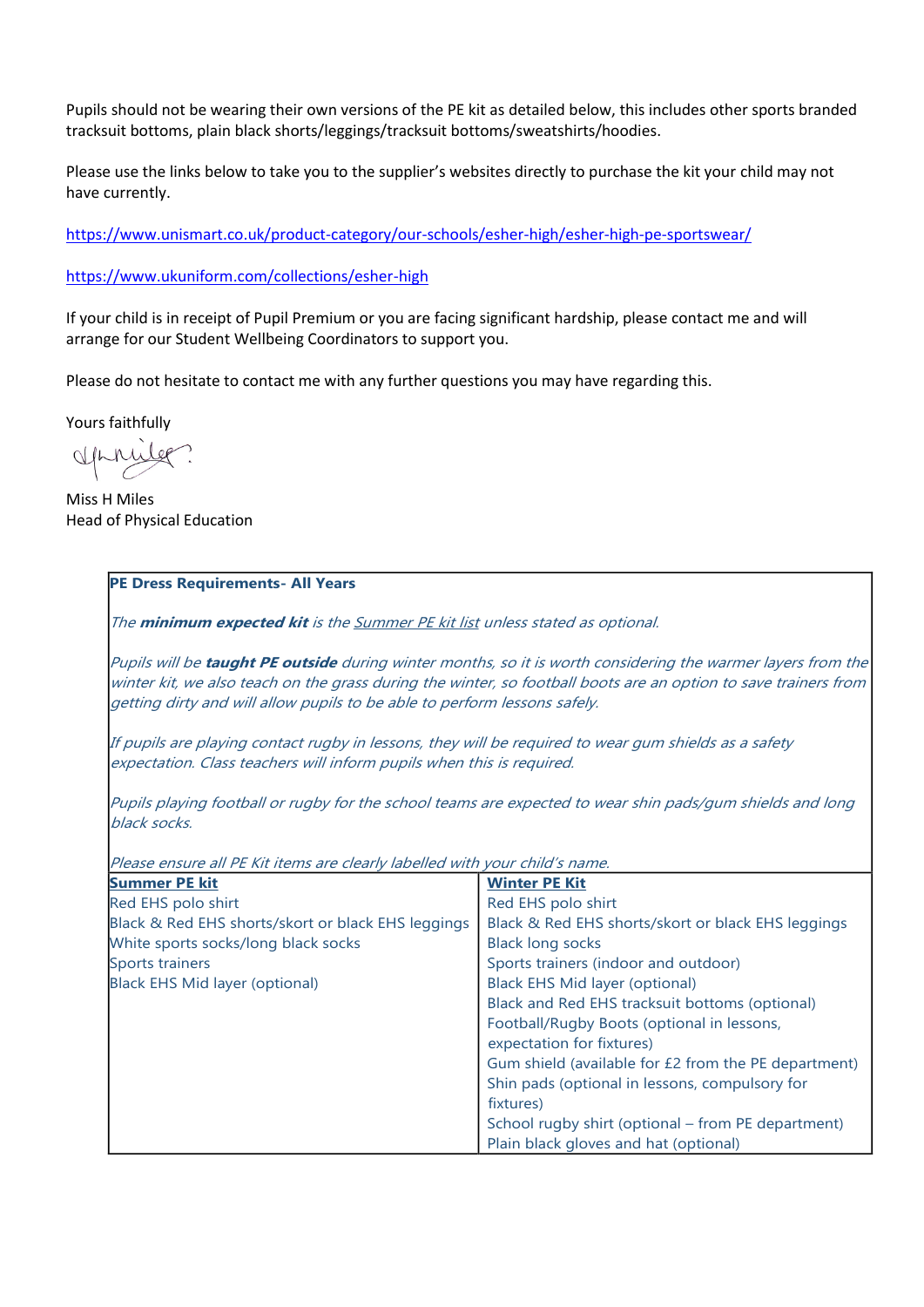Pupils should not be wearing their own versions of the PE kit as detailed below, this includes other sports branded tracksuit bottoms, plain black shorts/leggings/tracksuit bottoms/sweatshirts/hoodies.

Please use the links below to take you to the supplier's websites directly to purchase the kit your child may not have currently.

https://www.unismart.co.uk/product-category/our-schools/esher-high/esher-high-pe-sportswear/

https://www.ukuniform.com/collections/esher-high

If your child is in receipt of Pupil Premium or you are facing significant hardship, please contact me and will arrange for our Student Wellbeing Coordinators to support you.

Please do not hesitate to contact me with any further questions you may have regarding this.

Yours faithfully

Miss H Miles
Head of Physical Education

**PE Dress Requirements- All Years**

*The **minimum expected kit** is the Summer PE kit list unless stated as optional.*

*Pupils will be **taught PE outside** during winter months, so it is worth considering the warmer layers from the winter kit, we also teach on the grass during the winter, so football boots are an option to save trainers from getting dirty and will allow pupils to be able to perform lessons safely.*

*If pupils are playing contact rugby in lessons, they will be required to wear gum shields as a safety expectation. Class teachers will inform pupils when this is required.*

*Pupils playing football or rugby for the school teams are expected to wear shin pads/gum shields and long black socks.*

*Please ensure all PE Kit items are clearly labelled with your child's name.*

| **Summer PE kit** | **Winter PE Kit** |
|---|---|
| Red EHS polo shirt | Red EHS polo shirt |
| Black & Red EHS shorts/skort or black EHS leggings | Black & Red EHS shorts/skort or black EHS leggings |
| White sports socks/long black socks | Black long socks |
| Sports trainers | Sports trainers (indoor and outdoor) |
| Black EHS Mid layer (optional) | Black EHS Mid layer (optional) |
| | Black and Red EHS tracksuit bottoms (optional) |
| | Football/Rugby Boots (optional in lessons, expectation for fixtures) |
| | Gum shield (available for £2 from the PE department) |
| | Shin pads (optional in lessons, compulsory for fixtures) |
| | School rugby shirt (optional – from PE department) |
| | Plain black gloves and hat (optional) |